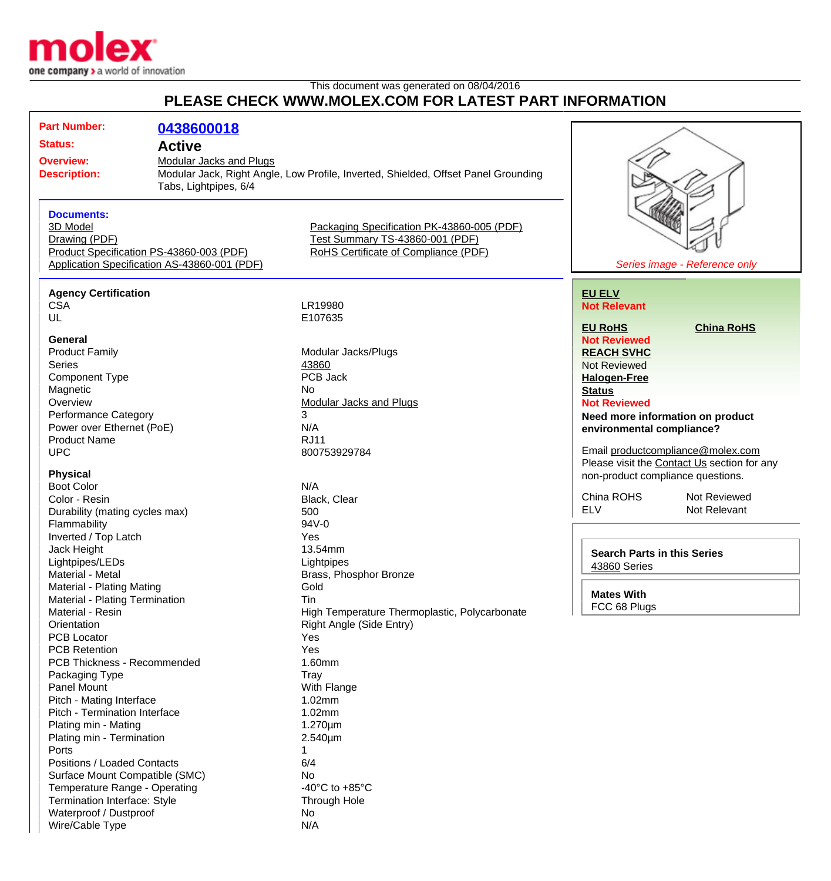molex
one company > a world of innovation

This document was generated on 08/04/2016

# PLEASE CHECK WWW.MOLEX.COM FOR LATEST PART INFORMATION

**Part Number:** 0438600018
**Status:** Active
**Overview:** Modular Jacks and Plugs
**Description:** Modular Jack, Right Angle, Low Profile, Inverted, Shielded, Offset Panel Grounding Tabs, Lightpipes, 6/4

**Documents:**
- 3D Model
- Drawing (PDF)
- Product Specification PS-43860-003 (PDF)
- Application Specification AS-43860-001 (PDF)
- Packaging Specification PK-43860-005 (PDF)
- Test Summary TS-43860-001 (PDF)
- RoHS Certificate of Compliance (PDF)

*Series image - Reference only*

### Agency Certification

| | |
|---|---|
| CSA | LR19980 |
| UL | E107635 |

### General

| | |
|---|---|
| Product Family | Modular Jacks/Plugs |
| Series | 43860 |
| Component Type | PCB Jack |
| Magnetic | No |
| Overview | Modular Jacks and Plugs |
| Performance Category | 3 |
| Power over Ethernet (PoE) | N/A |
| Product Name | RJ11 |
| UPC | 800753929784 |

### Physical

| | |
|---|---|
| Boot Color | N/A |
| Color - Resin | Black, Clear |
| Durability (mating cycles max) | 500 |
| Flammability | 94V-0 |
| Inverted / Top Latch | Yes |
| Jack Height | 13.54mm |
| Lightpipes/LEDs | Lightpipes |
| Material - Metal | Brass, Phosphor Bronze |
| Material - Plating Mating | Gold |
| Material - Plating Termination | Tin |
| Material - Resin | High Temperature Thermoplastic, Polycarbonate |
| Orientation | Right Angle (Side Entry) |
| PCB Locator | Yes |
| PCB Retention | Yes |
| PCB Thickness - Recommended | 1.60mm |
| Packaging Type | Tray |
| Panel Mount | With Flange |
| Pitch - Mating Interface | 1.02mm |
| Pitch - Termination Interface | 1.02mm |
| Plating min - Mating | 1.270µm |
| Plating min - Termination | 2.540µm |
| Ports | 1 |
| Positions / Loaded Contacts | 6/4 |
| Surface Mount Compatible (SMC) | No |
| Temperature Range - Operating | -40°C to +85°C |
| Termination Interface: Style | Through Hole |
| Waterproof / Dustproof | No |
| Wire/Cable Type | N/A |

**EU ELV**
Not Relevant

**EU RoHS** | **China RoHS**
Not Reviewed

**REACH SVHC**
Not Reviewed

**Halogen-Free Status**
Not Reviewed

**Need more information on product environmental compliance?**

Email productcompliance@molex.com
Please visit the Contact Us section for any non-product compliance questions.

| | |
|---|---|
| China ROHS | Not Reviewed |
| ELV | Not Relevant |

**Search Parts in this Series**
43860 Series

**Mates With**
FCC 68 Plugs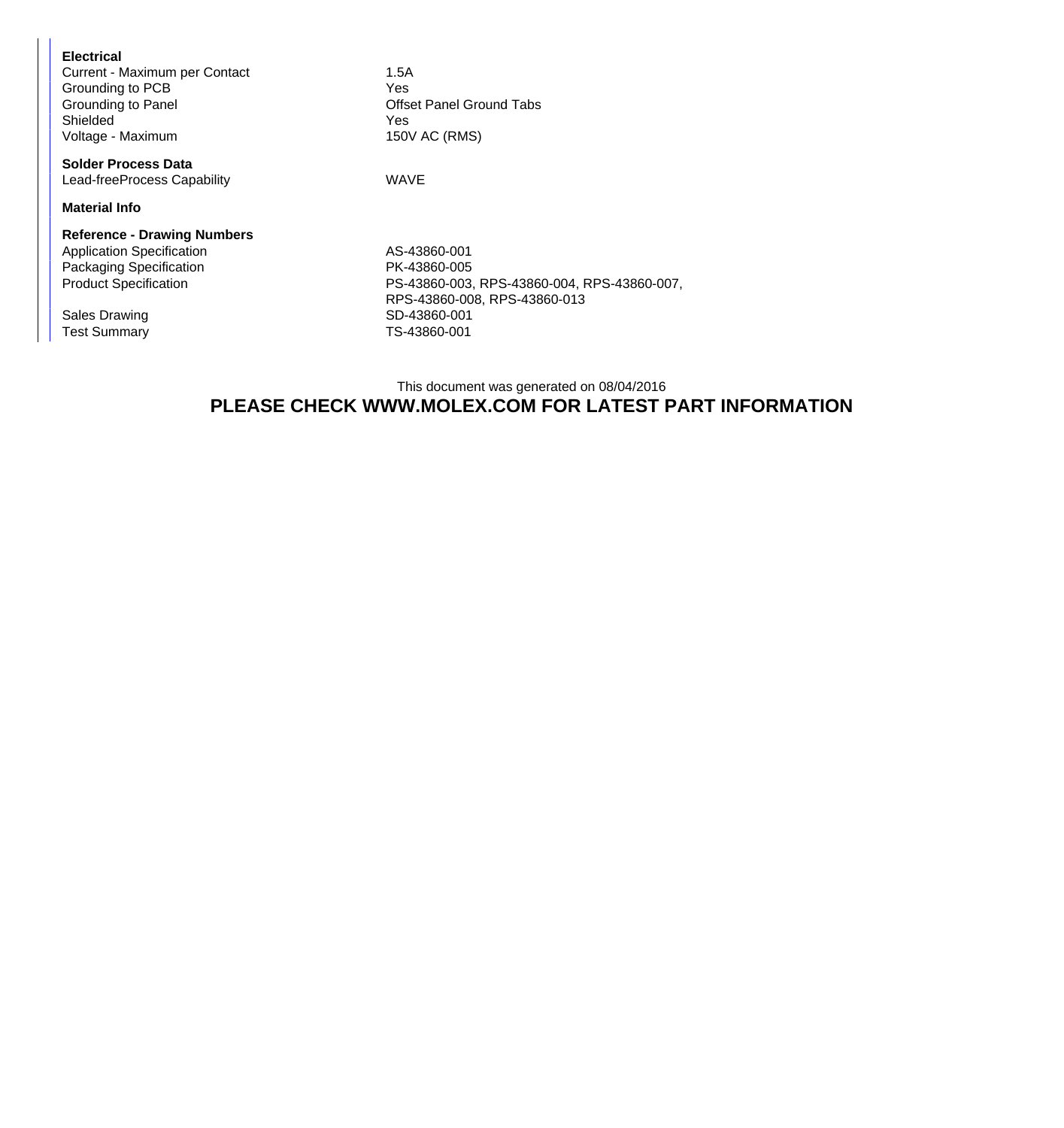**Electrical**

| | |
|---|---|
| Current - Maximum per Contact | 1.5A |
| Grounding to PCB | Yes |
| Grounding to Panel | Offset Panel Ground Tabs |
| Shielded | Yes |
| Voltage - Maximum | 150V AC (RMS) |

**Solder Process Data**

| | |
|---|---|
| Lead-freeProcess Capability | WAVE |

**Material Info**

**Reference - Drawing Numbers**

| | |
|---|---|
| Application Specification | AS-43860-001 |
| Packaging Specification | PK-43860-005 |
| Product Specification | PS-43860-003, RPS-43860-004, RPS-43860-007, RPS-43860-008, RPS-43860-013 |
| Sales Drawing | SD-43860-001 |
| Test Summary | TS-43860-001 |

This document was generated on 08/04/2016

**PLEASE CHECK WWW.MOLEX.COM FOR LATEST PART INFORMATION**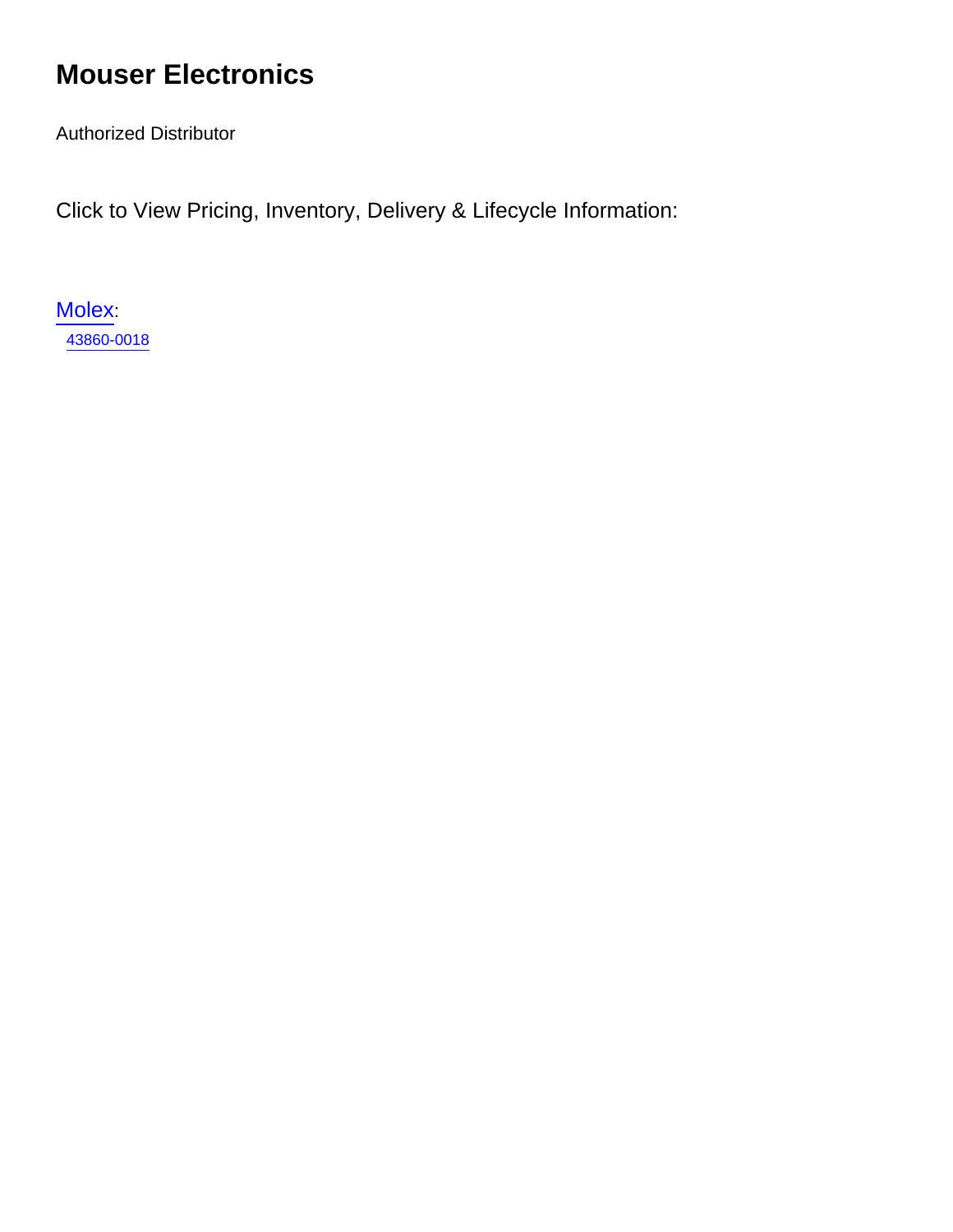# Mouser Electronics

Authorized Distributor

Click to View Pricing, Inventory, Delivery & Lifecycle Information:

Molex:

43860-0018